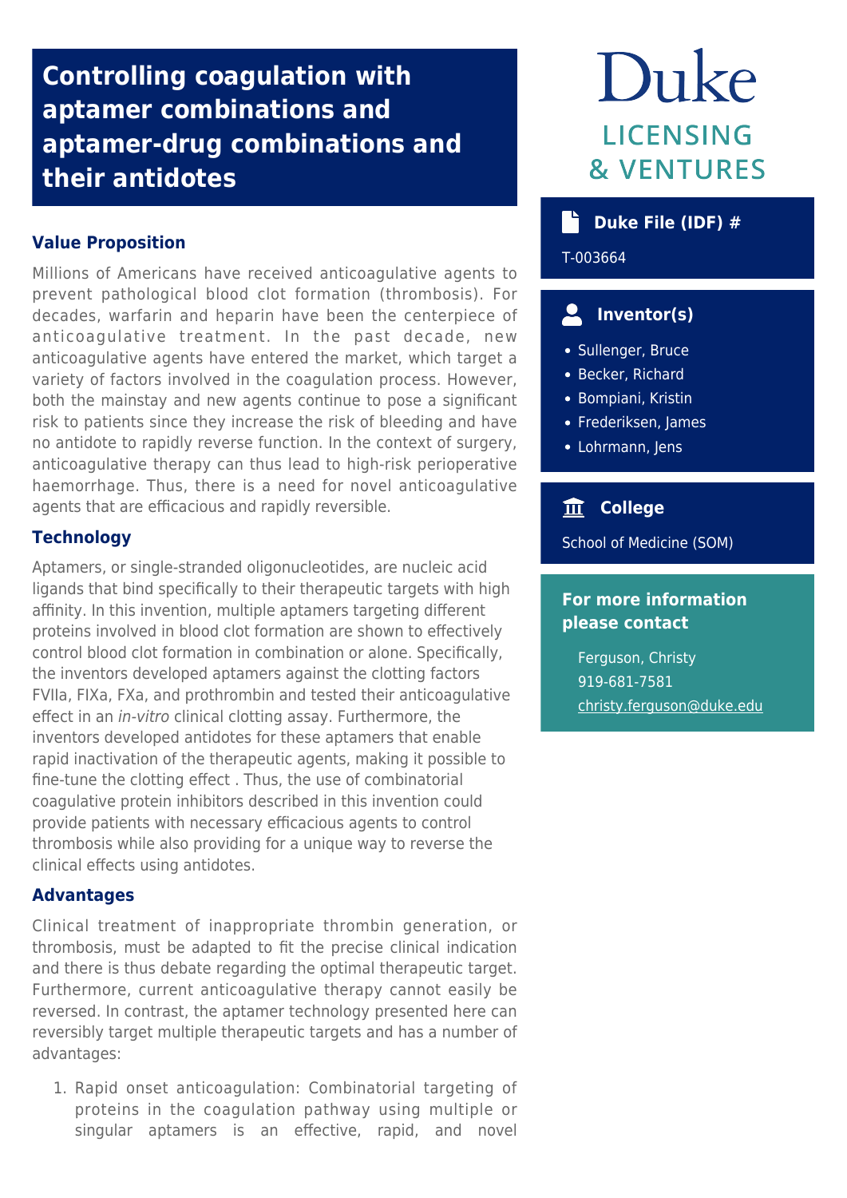# Controlling coagulation with aptamer combinations and aptamer-drug combinations and their antidotes

Duke

LICENSING & VENTURES

## Duke File (IDF) #

T-003664

## Inventor(s)

- Sullenger, Bruce
- Becker, Richard
- Bompiani, Kristin
- Frederiksen, James
- Lohrmann, Jens

## College

School of Medicine (SOM)

## For more information please contact

Ferguson, Christy
919-681-7581
christy.ferguson@duke.edu

## Value Proposition

Millions of Americans have received anticoagulative agents to prevent pathological blood clot formation (thrombosis). For decades, warfarin and heparin have been the centerpiece of anticoagulative treatment. In the past decade, new anticoagulative agents have entered the market, which target a variety of factors involved in the coagulation process. However, both the mainstay and new agents continue to pose a significant risk to patients since they increase the risk of bleeding and have no antidote to rapidly reverse function. In the context of surgery, anticoagulative therapy can thus lead to high-risk perioperative haemorrhage. Thus, there is a need for novel anticoagulative agents that are efficacious and rapidly reversible.

## Technology

Aptamers, or single-stranded oligonucleotides, are nucleic acid ligands that bind specifically to their therapeutic targets with high affinity. In this invention, multiple aptamers targeting different proteins involved in blood clot formation are shown to effectively control blood clot formation in combination or alone. Specifically, the inventors developed aptamers against the clotting factors FVIIa, FIXa, FXa, and prothrombin and tested their anticoagulative effect in an *in-vitro* clinical clotting assay. Furthermore, the inventors developed antidotes for these aptamers that enable rapid inactivation of the therapeutic agents, making it possible to fine-tune the clotting effect . Thus, the use of combinatorial coagulative protein inhibitors described in this invention could provide patients with necessary efficacious agents to control thrombosis while also providing for a unique way to reverse the clinical effects using antidotes.

## Advantages

Clinical treatment of inappropriate thrombin generation, or thrombosis, must be adapted to fit the precise clinical indication and there is thus debate regarding the optimal therapeutic target. Furthermore, current anticoagulative therapy cannot easily be reversed. In contrast, the aptamer technology presented here can reversibly target multiple therapeutic targets and has a number of advantages:

1. Rapid onset anticoagulation: Combinatorial targeting of proteins in the coagulation pathway using multiple or singular aptamers is an effective, rapid, and novel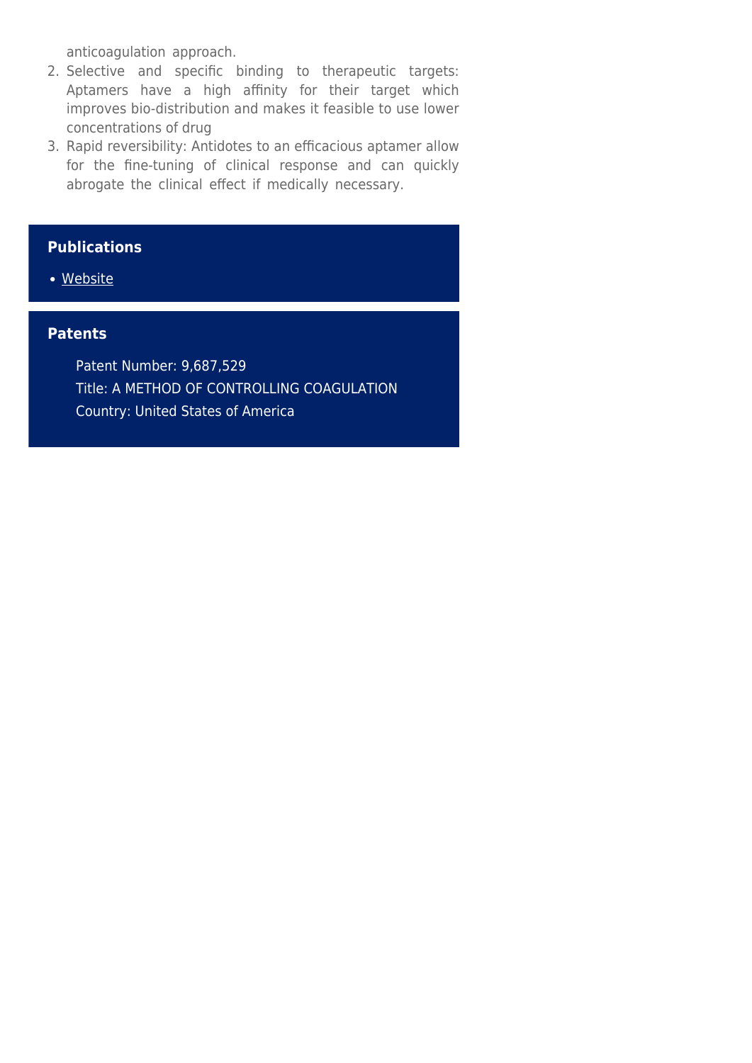anticoagulation approach.

2. Selective and specific binding to therapeutic targets: Aptamers have a high affinity for their target which improves bio-distribution and makes it feasible to use lower concentrations of drug
3. Rapid reversibility: Antidotes to an efficacious aptamer allow for the fine-tuning of clinical response and can quickly abrogate the clinical effect if medically necessary.

## Publications

- Website

## Patents

Patent Number: 9,687,529
Title: A METHOD OF CONTROLLING COAGULATION
Country: United States of America